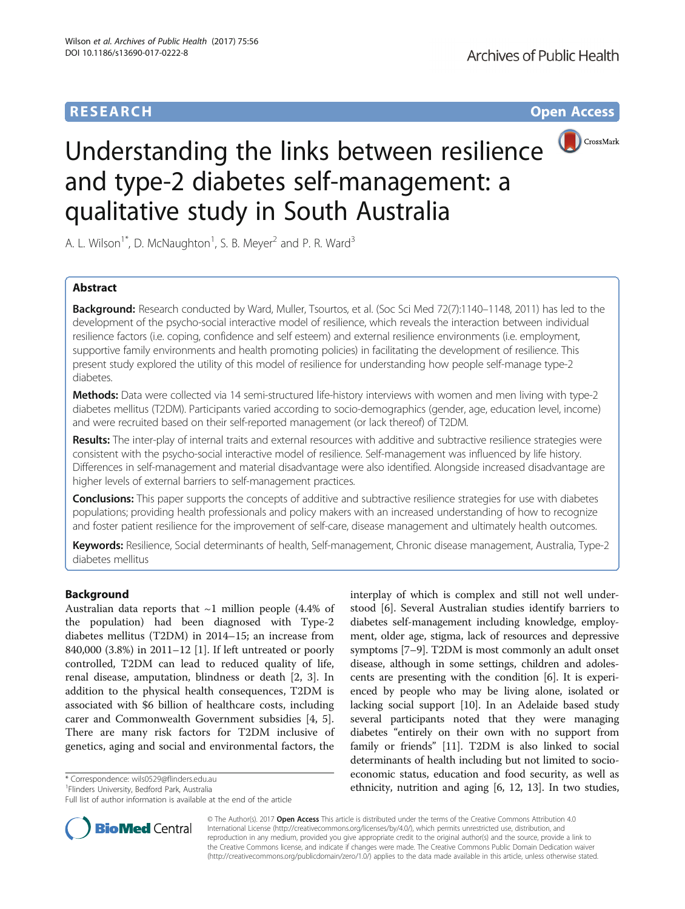RESEARCH

Open Access

# Understanding the links between resilience and type-2 diabetes self-management: a qualitative study in South Australia

A. L. Wilson[1*], D. McNaughton[1], S. B. Meyer[2] and P. R. Ward[3]

## Abstract

**Background:** Research conducted by Ward, Muller, Tsourtos, et al. (Soc Sci Med 72(7):1140–1148, 2011) has led to the development of the psycho-social interactive model of resilience, which reveals the interaction between individual resilience factors (i.e. coping, confidence and self esteem) and external resilience environments (i.e. employment, supportive family environments and health promoting policies) in facilitating the development of resilience. This present study explored the utility of this model of resilience for understanding how people self-manage type-2 diabetes.

**Methods:** Data were collected via 14 semi-structured life-history interviews with women and men living with type-2 diabetes mellitus (T2DM). Participants varied according to socio-demographics (gender, age, education level, income) and were recruited based on their self-reported management (or lack thereof) of T2DM.

**Results:** The inter-play of internal traits and external resources with additive and subtractive resilience strategies were consistent with the psycho-social interactive model of resilience. Self-management was influenced by life history. Differences in self-management and material disadvantage were also identified. Alongside increased disadvantage are higher levels of external barriers to self-management practices.

**Conclusions:** This paper supports the concepts of additive and subtractive resilience strategies for use with diabetes populations; providing health professionals and policy makers with an increased understanding of how to recognize and foster patient resilience for the improvement of self-care, disease management and ultimately health outcomes.

**Keywords:** Resilience, Social determinants of health, Self-management, Chronic disease management, Australia, Type-2 diabetes mellitus

## Background

Australian data reports that ~1 million people (4.4% of the population) had been diagnosed with Type-2 diabetes mellitus (T2DM) in 2014–15; an increase from 840,000 (3.8%) in 2011–12 [1]. If left untreated or poorly controlled, T2DM can lead to reduced quality of life, renal disease, amputation, blindness or death [2, 3]. In addition to the physical health consequences, T2DM is associated with $6 billion of healthcare costs, including carer and Commonwealth Government subsidies [4, 5]. There are many risk factors for T2DM inclusive of genetics, aging and social and environmental factors, the interplay of which is complex and still not well understood [6]. Several Australian studies identify barriers to diabetes self-management including knowledge, employment, older age, stigma, lack of resources and depressive symptoms [7–9]. T2DM is most commonly an adult onset disease, although in some settings, children and adolescents are presenting with the condition [6]. It is experienced by people who may be living alone, isolated or lacking social support [10]. In an Adelaide based study several participants noted that they were managing diabetes "entirely on their own with no support from family or friends" [11]. T2DM is also linked to social determinants of health including but not limited to socio-economic status, education and food security, as well as ethnicity, nutrition and aging [6, 12, 13]. In two studies,

* Correspondence: wils0529@flinders.edu.au
[1]Flinders University, Bedford Park, Australia
Full list of author information is available at the end of the article

© The Author(s). 2017 **Open Access** This article is distributed under the terms of the Creative Commons Attribution 4.0 International License (http://creativecommons.org/licenses/by/4.0/), which permits unrestricted use, distribution, and reproduction in any medium, provided you give appropriate credit to the original author(s) and the source, provide a link to the Creative Commons license, and indicate if changes were made. The Creative Commons Public Domain Dedication waiver (http://creativecommons.org/publicdomain/zero/1.0/) applies to the data made available in this article, unless otherwise stated.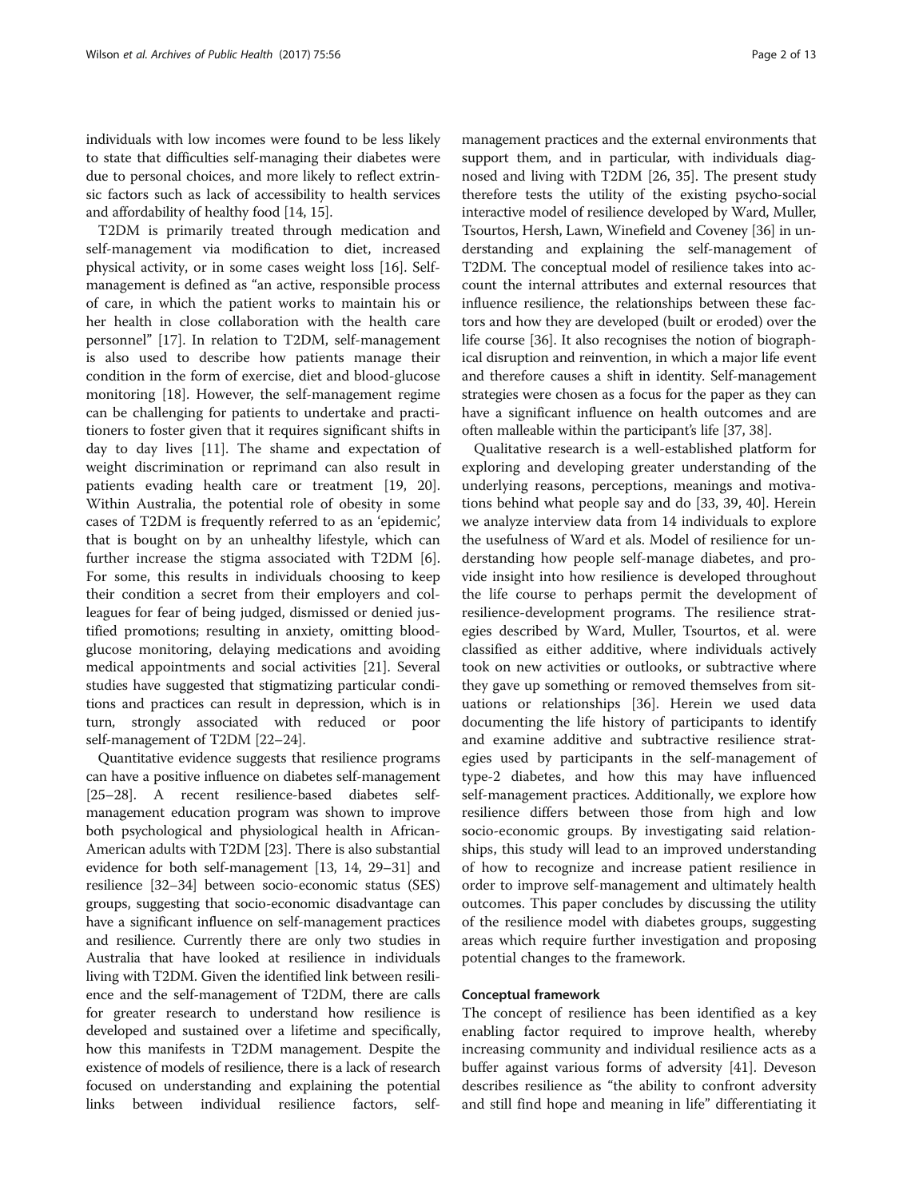individuals with low incomes were found to be less likely to state that difficulties self-managing their diabetes were due to personal choices, and more likely to reflect extrinsic factors such as lack of accessibility to health services and affordability of healthy food [14, 15].

T2DM is primarily treated through medication and self-management via modification to diet, increased physical activity, or in some cases weight loss [16]. Self-management is defined as "an active, responsible process of care, in which the patient works to maintain his or her health in close collaboration with the health care personnel" [17]. In relation to T2DM, self-management is also used to describe how patients manage their condition in the form of exercise, diet and blood-glucose monitoring [18]. However, the self-management regime can be challenging for patients to undertake and practitioners to foster given that it requires significant shifts in day to day lives [11]. The shame and expectation of weight discrimination or reprimand can also result in patients evading health care or treatment [19, 20]. Within Australia, the potential role of obesity in some cases of T2DM is frequently referred to as an 'epidemic', that is bought on by an unhealthy lifestyle, which can further increase the stigma associated with T2DM [6]. For some, this results in individuals choosing to keep their condition a secret from their employers and colleagues for fear of being judged, dismissed or denied justified promotions; resulting in anxiety, omitting blood-glucose monitoring, delaying medications and avoiding medical appointments and social activities [21]. Several studies have suggested that stigmatizing particular conditions and practices can result in depression, which is in turn, strongly associated with reduced or poor self-management of T2DM [22–24].

Quantitative evidence suggests that resilience programs can have a positive influence on diabetes self-management [25–28]. A recent resilience-based diabetes self-management education program was shown to improve both psychological and physiological health in African-American adults with T2DM [23]. There is also substantial evidence for both self-management [13, 14, 29–31] and resilience [32–34] between socio-economic status (SES) groups, suggesting that socio-economic disadvantage can have a significant influence on self-management practices and resilience. Currently there are only two studies in Australia that have looked at resilience in individuals living with T2DM. Given the identified link between resilience and the self-management of T2DM, there are calls for greater research to understand how resilience is developed and sustained over a lifetime and specifically, how this manifests in T2DM management. Despite the existence of models of resilience, there is a lack of research focused on understanding and explaining the potential links between individual resilience factors, self-management practices and the external environments that support them, and in particular, with individuals diagnosed and living with T2DM [26, 35]. The present study therefore tests the utility of the existing psycho-social interactive model of resilience developed by Ward, Muller, Tsourtos, Hersh, Lawn, Winefield and Coveney [36] in understanding and explaining the self-management of T2DM. The conceptual model of resilience takes into account the internal attributes and external resources that influence resilience, the relationships between these factors and how they are developed (built or eroded) over the life course [36]. It also recognises the notion of biographical disruption and reinvention, in which a major life event and therefore causes a shift in identity. Self-management strategies were chosen as a focus for the paper as they can have a significant influence on health outcomes and are often malleable within the participant's life [37, 38].

Qualitative research is a well-established platform for exploring and developing greater understanding of the underlying reasons, perceptions, meanings and motivations behind what people say and do [33, 39, 40]. Herein we analyze interview data from 14 individuals to explore the usefulness of Ward et als. Model of resilience for understanding how people self-manage diabetes, and provide insight into how resilience is developed throughout the life course to perhaps permit the development of resilience-development programs. The resilience strategies described by Ward, Muller, Tsourtos, et al. were classified as either additive, where individuals actively took on new activities or outlooks, or subtractive where they gave up something or removed themselves from situations or relationships [36]. Herein we used data documenting the life history of participants to identify and examine additive and subtractive resilience strategies used by participants in the self-management of type-2 diabetes, and how this may have influenced self-management practices. Additionally, we explore how resilience differs between those from high and low socio-economic groups. By investigating said relationships, this study will lead to an improved understanding of how to recognize and increase patient resilience in order to improve self-management and ultimately health outcomes. This paper concludes by discussing the utility of the resilience model with diabetes groups, suggesting areas which require further investigation and proposing potential changes to the framework.

## Conceptual framework

The concept of resilience has been identified as a key enabling factor required to improve health, whereby increasing community and individual resilience acts as a buffer against various forms of adversity [41]. Deveson describes resilience as "the ability to confront adversity and still find hope and meaning in life" differentiating it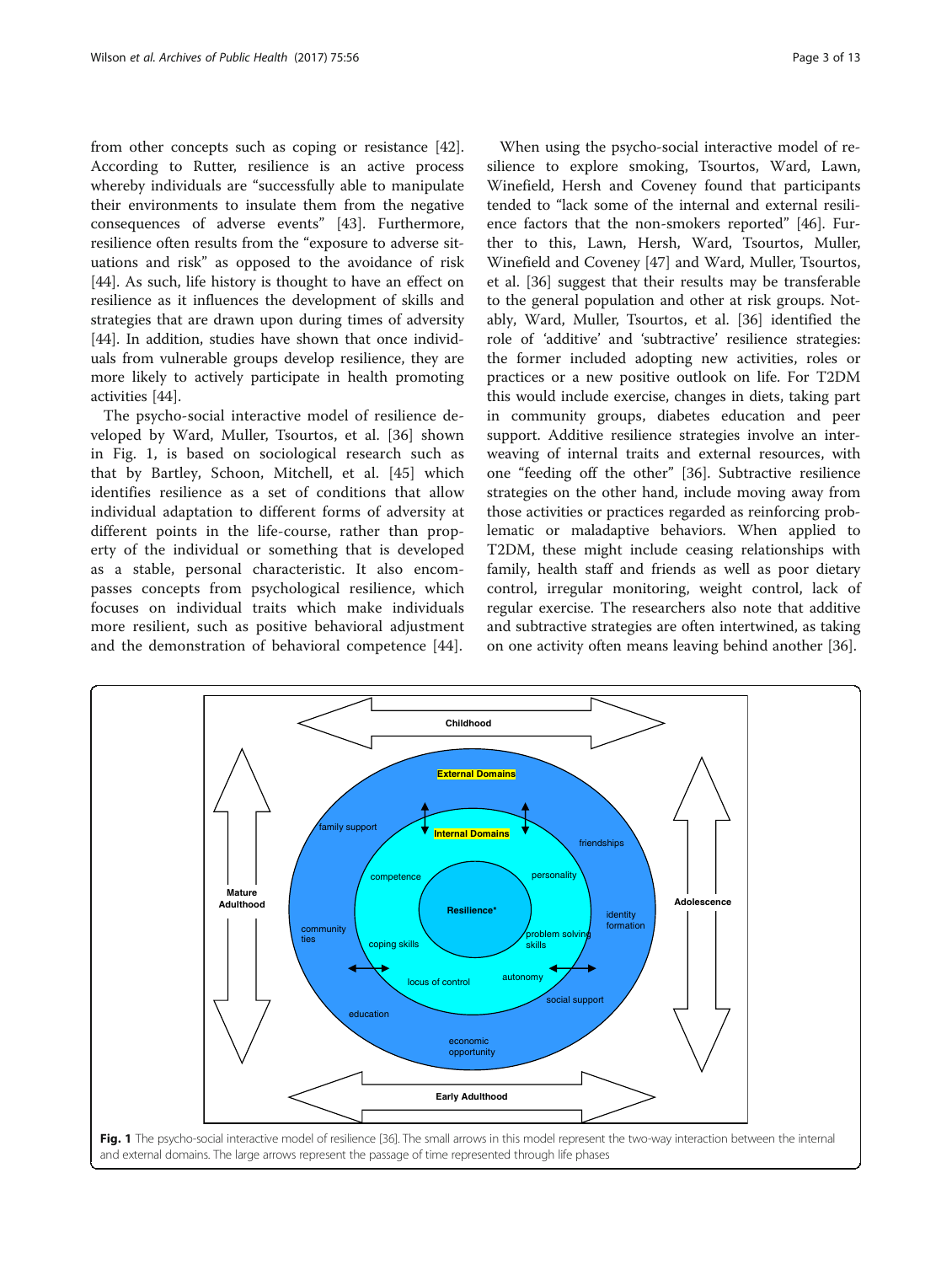from other concepts such as coping or resistance [42]. According to Rutter, resilience is an active process whereby individuals are "successfully able to manipulate their environments to insulate them from the negative consequences of adverse events" [43]. Furthermore, resilience often results from the "exposure to adverse situations and risk" as opposed to the avoidance of risk [44]. As such, life history is thought to have an effect on resilience as it influences the development of skills and strategies that are drawn upon during times of adversity [44]. In addition, studies have shown that once individuals from vulnerable groups develop resilience, they are more likely to actively participate in health promoting activities [44].

The psycho-social interactive model of resilience developed by Ward, Muller, Tsourtos, et al. [36] shown in Fig. 1, is based on sociological research such as that by Bartley, Schoon, Mitchell, et al. [45] which identifies resilience as a set of conditions that allow individual adaptation to different forms of adversity at different points in the life-course, rather than property of the individual or something that is developed as a stable, personal characteristic. It also encompasses concepts from psychological resilience, which focuses on individual traits which make individuals more resilient, such as positive behavioral adjustment and the demonstration of behavioral competence [44].

When using the psycho-social interactive model of resilience to explore smoking, Tsourtos, Ward, Lawn, Winefield, Hersh and Coveney found that participants tended to "lack some of the internal and external resilience factors that the non-smokers reported" [46]. Further to this, Lawn, Hersh, Ward, Tsourtos, Muller, Winefield and Coveney [47] and Ward, Muller, Tsourtos, et al. [36] suggest that their results may be transferable to the general population and other at risk groups. Notably, Ward, Muller, Tsourtos, et al. [36] identified the role of 'additive' and 'subtractive' resilience strategies: the former included adopting new activities, roles or practices or a new positive outlook on life. For T2DM this would include exercise, changes in diets, taking part in community groups, diabetes education and peer support. Additive resilience strategies involve an interweaving of internal traits and external resources, with one "feeding off the other" [36]. Subtractive resilience strategies on the other hand, include moving away from those activities or practices regarded as reinforcing problematic or maladaptive behaviors. When applied to T2DM, these might include ceasing relationships with family, health staff and friends as well as poor dietary control, irregular monitoring, weight control, lack of regular exercise. The researchers also note that additive and subtractive strategies are often intertwined, as taking on one activity often means leaving behind another [36].

**Fig. 1** The psycho-social interactive model of resilience [36]. The small arrows in this model represent the two-way interaction between the internal and external domains. The large arrows represent the passage of time represented through life phases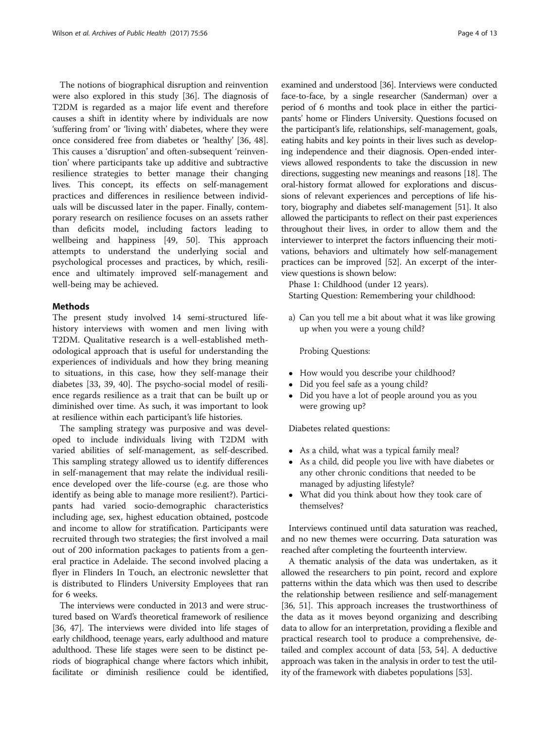The notions of biographical disruption and reinvention were also explored in this study [36]. The diagnosis of T2DM is regarded as a major life event and therefore causes a shift in identity where by individuals are now 'suffering from' or 'living with' diabetes, where they were once considered free from diabetes or 'healthy' [36, 48]. This causes a 'disruption' and often-subsequent 'reinvention' where participants take up additive and subtractive resilience strategies to better manage their changing lives. This concept, its effects on self-management practices and differences in resilience between individuals will be discussed later in the paper. Finally, contemporary research on resilience focuses on an assets rather than deficits model, including factors leading to wellbeing and happiness [49, 50]. This approach attempts to understand the underlying social and psychological processes and practices, by which, resilience and ultimately improved self-management and well-being may be achieved.

## Methods

The present study involved 14 semi-structured life-history interviews with women and men living with T2DM. Qualitative research is a well-established methodological approach that is useful for understanding the experiences of individuals and how they bring meaning to situations, in this case, how they self-manage their diabetes [33, 39, 40]. The psycho-social model of resilience regards resilience as a trait that can be built up or diminished over time. As such, it was important to look at resilience within each participant's life histories.

The sampling strategy was purposive and was developed to include individuals living with T2DM with varied abilities of self-management, as self-described. This sampling strategy allowed us to identify differences in self-management that may relate the individual resilience developed over the life-course (e.g. are those who identify as being able to manage more resilient?). Participants had varied socio-demographic characteristics including age, sex, highest education obtained, postcode and income to allow for stratification. Participants were recruited through two strategies; the first involved a mail out of 200 information packages to patients from a general practice in Adelaide. The second involved placing a flyer in Flinders In Touch, an electronic newsletter that is distributed to Flinders University Employees that ran for 6 weeks.

The interviews were conducted in 2013 and were structured based on Ward's theoretical framework of resilience [36, 47]. The interviews were divided into life stages of early childhood, teenage years, early adulthood and mature adulthood. These life stages were seen to be distinct periods of biographical change where factors which inhibit, facilitate or diminish resilience could be identified, examined and understood [36]. Interviews were conducted face-to-face, by a single researcher (Sanderman) over a period of 6 months and took place in either the participants' home or Flinders University. Questions focused on the participant's life, relationships, self-management, goals, eating habits and key points in their lives such as developing independence and their diagnosis. Open-ended interviews allowed respondents to take the discussion in new directions, suggesting new meanings and reasons [18]. The oral-history format allowed for explorations and discussions of relevant experiences and perceptions of life history, biography and diabetes self-management [51]. It also allowed the participants to reflect on their past experiences throughout their lives, in order to allow them and the interviewer to interpret the factors influencing their motivations, behaviors and ultimately how self-management practices can be improved [52]. An excerpt of the interview questions is shown below:

Phase 1: Childhood (under 12 years).

Starting Question: Remembering your childhood:

a) Can you tell me a bit about what it was like growing up when you were a young child?

   Probing Questions:

- How would you describe your childhood?
- Did you feel safe as a young child?
- Did you have a lot of people around you as you were growing up?

Diabetes related questions:

- As a child, what was a typical family meal?
- As a child, did people you live with have diabetes or any other chronic conditions that needed to be managed by adjusting lifestyle?
- What did you think about how they took care of themselves?

Interviews continued until data saturation was reached, and no new themes were occurring. Data saturation was reached after completing the fourteenth interview.

A thematic analysis of the data was undertaken, as it allowed the researchers to pin point, record and explore patterns within the data which was then used to describe the relationship between resilience and self-management [36, 51]. This approach increases the trustworthiness of the data as it moves beyond organizing and describing data to allow for an interpretation, providing a flexible and practical research tool to produce a comprehensive, detailed and complex account of data [53, 54]. A deductive approach was taken in the analysis in order to test the utility of the framework with diabetes populations [53].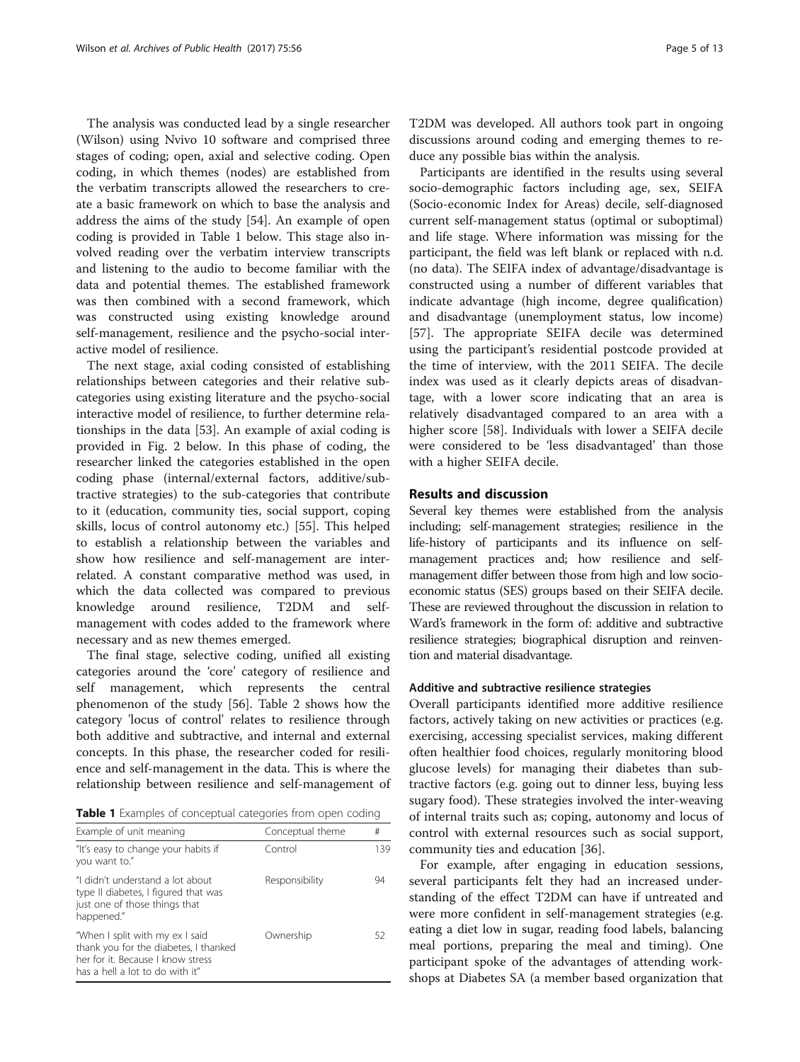The analysis was conducted lead by a single researcher (Wilson) using Nvivo 10 software and comprised three stages of coding; open, axial and selective coding. Open coding, in which themes (nodes) are established from the verbatim transcripts allowed the researchers to create a basic framework on which to base the analysis and address the aims of the study [54]. An example of open coding is provided in Table 1 below. This stage also involved reading over the verbatim interview transcripts and listening to the audio to become familiar with the data and potential themes. The established framework was then combined with a second framework, which was constructed using existing knowledge around self-management, resilience and the psycho-social interactive model of resilience.

The next stage, axial coding consisted of establishing relationships between categories and their relative subcategories using existing literature and the psycho-social interactive model of resilience, to further determine relationships in the data [53]. An example of axial coding is provided in Fig. 2 below. In this phase of coding, the researcher linked the categories established in the open coding phase (internal/external factors, additive/subtractive strategies) to the sub-categories that contribute to it (education, community ties, social support, coping skills, locus of control autonomy etc.) [55]. This helped to establish a relationship between the variables and show how resilience and self-management are interrelated. A constant comparative method was used, in which the data collected was compared to previous knowledge around resilience, T2DM and self-management with codes added to the framework where necessary and as new themes emerged.

The final stage, selective coding, unified all existing categories around the 'core' category of resilience and self management, which represents the central phenomenon of the study [56]. Table 2 shows how the category 'locus of control' relates to resilience through both additive and subtractive, and internal and external concepts. In this phase, the researcher coded for resilience and self-management in the data. This is where the relationship between resilience and self-management of T2DM was developed. All authors took part in ongoing discussions around coding and emerging themes to reduce any possible bias within the analysis.

**Table 1** Examples of conceptual categories from open coding

| Example of unit meaning | Conceptual theme | # |
|---|---|---|
| "It's easy to change your habits if you want to." | Control | 139 |
| "I didn't understand a lot about type II diabetes, I figured that was just one of those things that happened." | Responsibility | 94 |
| "When I split with my ex I said thank you for the diabetes, I thanked her for it. Because I know stress has a hell a lot to do with it" | Ownership | 52 |

Participants are identified in the results using several socio-demographic factors including age, sex, SEIFA (Socio-economic Index for Areas) decile, self-diagnosed current self-management status (optimal or suboptimal) and life stage. Where information was missing for the participant, the field was left blank or replaced with n.d. (no data). The SEIFA index of advantage/disadvantage is constructed using a number of different variables that indicate advantage (high income, degree qualification) and disadvantage (unemployment status, low income) [57]. The appropriate SEIFA decile was determined using the participant's residential postcode provided at the time of interview, with the 2011 SEIFA. The decile index was used as it clearly depicts areas of disadvantage, with a lower score indicating that an area is relatively disadvantaged compared to an area with a higher score [58]. Individuals with lower a SEIFA decile were considered to be 'less disadvantaged' than those with a higher SEIFA decile.

## Results and discussion

Several key themes were established from the analysis including; self-management strategies; resilience in the life-history of participants and its influence on self-management practices and; how resilience and self-management differ between those from high and low socio-economic status (SES) groups based on their SEIFA decile. These are reviewed throughout the discussion in relation to Ward's framework in the form of: additive and subtractive resilience strategies; biographical disruption and reinvention and material disadvantage.

### Additive and subtractive resilience strategies

Overall participants identified more additive resilience factors, actively taking on new activities or practices (e.g. exercising, accessing specialist services, making different often healthier food choices, regularly monitoring blood glucose levels) for managing their diabetes than subtractive factors (e.g. going out to dinner less, buying less sugary food). These strategies involved the inter-weaving of internal traits such as; coping, autonomy and locus of control with external resources such as social support, community ties and education [36].

For example, after engaging in education sessions, several participants felt they had an increased understanding of the effect T2DM can have if untreated and were more confident in self-management strategies (e.g. eating a diet low in sugar, reading food labels, balancing meal portions, preparing the meal and timing). One participant spoke of the advantages of attending workshops at Diabetes SA (a member based organization that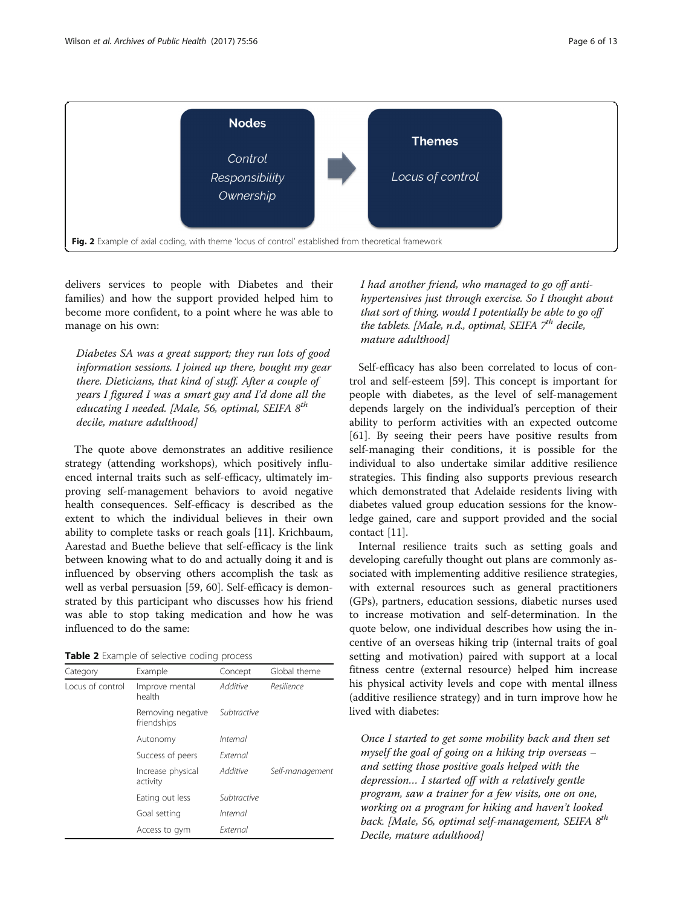Nodes

*Control*
*Responsibility*
*Ownership*

Themes

*Locus of control*

**Fig. 2** Example of axial coding, with theme 'locus of control' established from theoretical framework

delivers services to people with Diabetes and their families) and how the support provided helped him to become more confident, to a point where he was able to manage on his own:

> *Diabetes SA was a great support; they run lots of good information sessions. I joined up there, bought my gear there. Dieticians, that kind of stuff. After a couple of years I figured I was a smart guy and I'd done all the educating I needed. [Male, 56, optimal, SEIFA 8th decile, mature adulthood]*

The quote above demonstrates an additive resilience strategy (attending workshops), which positively influenced internal traits such as self-efficacy, ultimately improving self-management behaviors to avoid negative health consequences. Self-efficacy is described as the extent to which the individual believes in their own ability to complete tasks or reach goals [11]. Krichbaum, Aarestad and Buethe believe that self-efficacy is the link between knowing what to do and actually doing it and is influenced by observing others accomplish the task as well as verbal persuasion [59, 60]. Self-efficacy is demonstrated by this participant who discusses how his friend was able to stop taking medication and how he was influenced to do the same:

**Table 2** Example of selective coding process

| Category | Example | Concept | Global theme |
|---|---|---|---|
| Locus of control | Improve mental health | *Additive* | *Resilience* |
| | Removing negative friendships | *Subtractive* | |
| | Autonomy | *Internal* | |
| | Success of peers | *External* | |
| | Increase physical activity | *Additive* | *Self-management* |
| | Eating out less | *Subtractive* | |
| | Goal setting | *Internal* | |
| | Access to gym | *External* | |

> *I had another friend, who managed to go off anti-hypertensives just through exercise. So I thought about that sort of thing, would I potentially be able to go off the tablets. [Male, n.d., optimal, SEIFA 7th decile, mature adulthood]*

Self-efficacy has also been correlated to locus of control and self-esteem [59]. This concept is important for people with diabetes, as the level of self-management depends largely on the individual's perception of their ability to perform activities with an expected outcome [61]. By seeing their peers have positive results from self-managing their conditions, it is possible for the individual to also undertake similar additive resilience strategies. This finding also supports previous research which demonstrated that Adelaide residents living with diabetes valued group education sessions for the knowledge gained, care and support provided and the social contact [11].

Internal resilience traits such as setting goals and developing carefully thought out plans are commonly associated with implementing additive resilience strategies, with external resources such as general practitioners (GPs), partners, education sessions, diabetic nurses used to increase motivation and self-determination. In the quote below, one individual describes how using the incentive of an overseas hiking trip (internal traits of goal setting and motivation) paired with support at a local fitness centre (external resource) helped him increase his physical activity levels and cope with mental illness (additive resilience strategy) and in turn improve how he lived with diabetes:

> *Once I started to get some mobility back and then set myself the goal of going on a hiking trip overseas – and setting those positive goals helped with the depression… I started off with a relatively gentle program, saw a trainer for a few visits, one on one, working on a program for hiking and haven't looked back. [Male, 56, optimal self-management, SEIFA 8th Decile, mature adulthood]*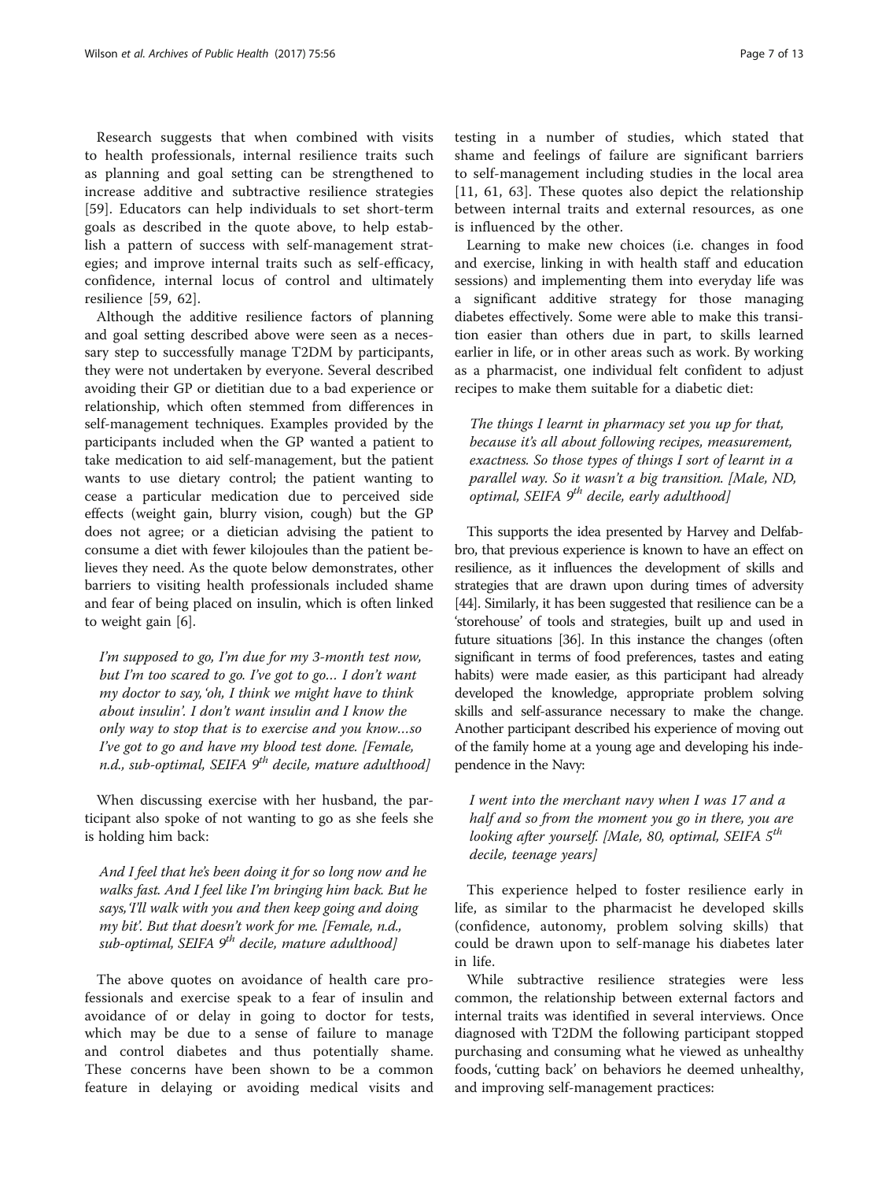Research suggests that when combined with visits to health professionals, internal resilience traits such as planning and goal setting can be strengthened to increase additive and subtractive resilience strategies [59]. Educators can help individuals to set short-term goals as described in the quote above, to help establish a pattern of success with self-management strategies; and improve internal traits such as self-efficacy, confidence, internal locus of control and ultimately resilience [59, 62].

Although the additive resilience factors of planning and goal setting described above were seen as a necessary step to successfully manage T2DM by participants, they were not undertaken by everyone. Several described avoiding their GP or dietitian due to a bad experience or relationship, which often stemmed from differences in self-management techniques. Examples provided by the participants included when the GP wanted a patient to take medication to aid self-management, but the patient wants to use dietary control; the patient wanting to cease a particular medication due to perceived side effects (weight gain, blurry vision, cough) but the GP does not agree; or a dietician advising the patient to consume a diet with fewer kilojoules than the patient believes they need. As the quote below demonstrates, other barriers to visiting health professionals included shame and fear of being placed on insulin, which is often linked to weight gain [6].

> *I'm supposed to go, I'm due for my 3-month test now, but I'm too scared to go. I've got to go… I don't want my doctor to say, 'oh, I think we might have to think about insulin'. I don't want insulin and I know the only way to stop that is to exercise and you know…so I've got to go and have my blood test done. [Female, n.d., sub-optimal, SEIFA 9th decile, mature adulthood]*

When discussing exercise with her husband, the participant also spoke of not wanting to go as she feels she is holding him back:

> *And I feel that he's been doing it for so long now and he walks fast. And I feel like I'm bringing him back. But he says, 'I'll walk with you and then keep going and doing my bit'. But that doesn't work for me. [Female, n.d., sub-optimal, SEIFA 9th decile, mature adulthood]*

The above quotes on avoidance of health care professionals and exercise speak to a fear of insulin and avoidance of or delay in going to doctor for tests, which may be due to a sense of failure to manage and control diabetes and thus potentially shame. These concerns have been shown to be a common feature in delaying or avoiding medical visits and testing in a number of studies, which stated that shame and feelings of failure are significant barriers to self-management including studies in the local area [11, 61, 63]. These quotes also depict the relationship between internal traits and external resources, as one is influenced by the other.

Learning to make new choices (i.e. changes in food and exercise, linking in with health staff and education sessions) and implementing them into everyday life was a significant additive strategy for those managing diabetes effectively. Some were able to make this transition easier than others due in part, to skills learned earlier in life, or in other areas such as work. By working as a pharmacist, one individual felt confident to adjust recipes to make them suitable for a diabetic diet:

> *The things I learnt in pharmacy set you up for that, because it's all about following recipes, measurement, exactness. So those types of things I sort of learnt in a parallel way. So it wasn't a big transition. [Male, ND, optimal, SEIFA 9th decile, early adulthood]*

This supports the idea presented by Harvey and Delfabbro, that previous experience is known to have an effect on resilience, as it influences the development of skills and strategies that are drawn upon during times of adversity [44]. Similarly, it has been suggested that resilience can be a 'storehouse' of tools and strategies, built up and used in future situations [36]. In this instance the changes (often significant in terms of food preferences, tastes and eating habits) were made easier, as this participant had already developed the knowledge, appropriate problem solving skills and self-assurance necessary to make the change. Another participant described his experience of moving out of the family home at a young age and developing his independence in the Navy:

> *I went into the merchant navy when I was 17 and a half and so from the moment you go in there, you are looking after yourself. [Male, 80, optimal, SEIFA 5th decile, teenage years]*

This experience helped to foster resilience early in life, as similar to the pharmacist he developed skills (confidence, autonomy, problem solving skills) that could be drawn upon to self-manage his diabetes later in life.

While subtractive resilience strategies were less common, the relationship between external factors and internal traits was identified in several interviews. Once diagnosed with T2DM the following participant stopped purchasing and consuming what he viewed as unhealthy foods, 'cutting back' on behaviors he deemed unhealthy, and improving self-management practices: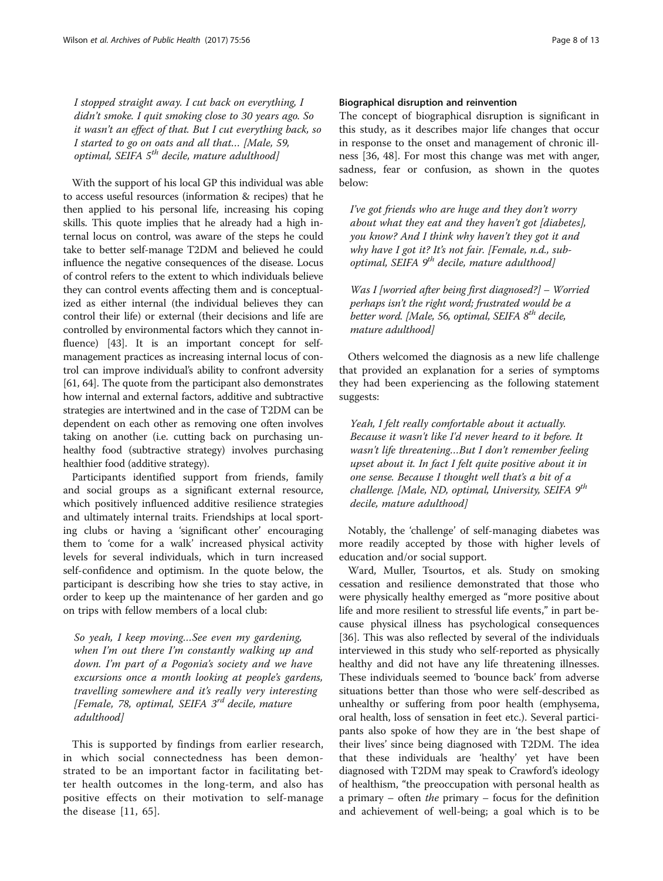*I stopped straight away. I cut back on everything, I didn't smoke. I quit smoking close to 30 years ago. So it wasn't an effect of that. But I cut everything back, so I started to go on oats and all that… [Male, 59, optimal, SEIFA 5th decile, mature adulthood]*

With the support of his local GP this individual was able to access useful resources (information & recipes) that he then applied to his personal life, increasing his coping skills. This quote implies that he already had a high internal locus on control, was aware of the steps he could take to better self-manage T2DM and believed he could influence the negative consequences of the disease. Locus of control refers to the extent to which individuals believe they can control events affecting them and is conceptualized as either internal (the individual believes they can control their life) or external (their decisions and life are controlled by environmental factors which they cannot influence) [43]. It is an important concept for self-management practices as increasing internal locus of control can improve individual's ability to confront adversity [61, 64]. The quote from the participant also demonstrates how internal and external factors, additive and subtractive strategies are intertwined and in the case of T2DM can be dependent on each other as removing one often involves taking on another (i.e. cutting back on purchasing unhealthy food (subtractive strategy) involves purchasing healthier food (additive strategy).

Participants identified support from friends, family and social groups as a significant external resource, which positively influenced additive resilience strategies and ultimately internal traits. Friendships at local sporting clubs or having a 'significant other' encouraging them to 'come for a walk' increased physical activity levels for several individuals, which in turn increased self-confidence and optimism. In the quote below, the participant is describing how she tries to stay active, in order to keep up the maintenance of her garden and go on trips with fellow members of a local club:

*So yeah, I keep moving…See even my gardening, when I'm out there I'm constantly walking up and down. I'm part of a Pogonia's society and we have excursions once a month looking at people's gardens, travelling somewhere and it's really very interesting [Female, 78, optimal, SEIFA 3rd decile, mature adulthood]*

This is supported by findings from earlier research, in which social connectedness has been demonstrated to be an important factor in facilitating better health outcomes in the long-term, and also has positive effects on their motivation to self-manage the disease [11, 65].

### Biographical disruption and reinvention

The concept of biographical disruption is significant in this study, as it describes major life changes that occur in response to the onset and management of chronic illness [36, 48]. For most this change was met with anger, sadness, fear or confusion, as shown in the quotes below:

*I've got friends who are huge and they don't worry about what they eat and they haven't got [diabetes], you know? And I think why haven't they got it and why have I got it? It's not fair. [Female, n.d., sub-optimal, SEIFA 9th decile, mature adulthood]*

*Was I [worried after being first diagnosed?] – Worried perhaps isn't the right word; frustrated would be a better word. [Male, 56, optimal, SEIFA 8th decile, mature adulthood]*

Others welcomed the diagnosis as a new life challenge that provided an explanation for a series of symptoms they had been experiencing as the following statement suggests:

*Yeah, I felt really comfortable about it actually. Because it wasn't like I'd never heard to it before. It wasn't life threatening…But I don't remember feeling upset about it. In fact I felt quite positive about it in one sense. Because I thought well that's a bit of a challenge. [Male, ND, optimal, University, SEIFA 9th decile, mature adulthood]*

Notably, the 'challenge' of self-managing diabetes was more readily accepted by those with higher levels of education and/or social support.

Ward, Muller, Tsourtos, et als. Study on smoking cessation and resilience demonstrated that those who were physically healthy emerged as "more positive about life and more resilient to stressful life events," in part because physical illness has psychological consequences [36]. This was also reflected by several of the individuals interviewed in this study who self-reported as physically healthy and did not have any life threatening illnesses. These individuals seemed to 'bounce back' from adverse situations better than those who were self-described as unhealthy or suffering from poor health (emphysema, oral health, loss of sensation in feet etc.). Several participants also spoke of how they are in 'the best shape of their lives' since being diagnosed with T2DM. The idea that these individuals are 'healthy' yet have been diagnosed with T2DM may speak to Crawford's ideology of healthism, "the preoccupation with personal health as a primary – often *the* primary – focus for the definition and achievement of well-being; a goal which is to be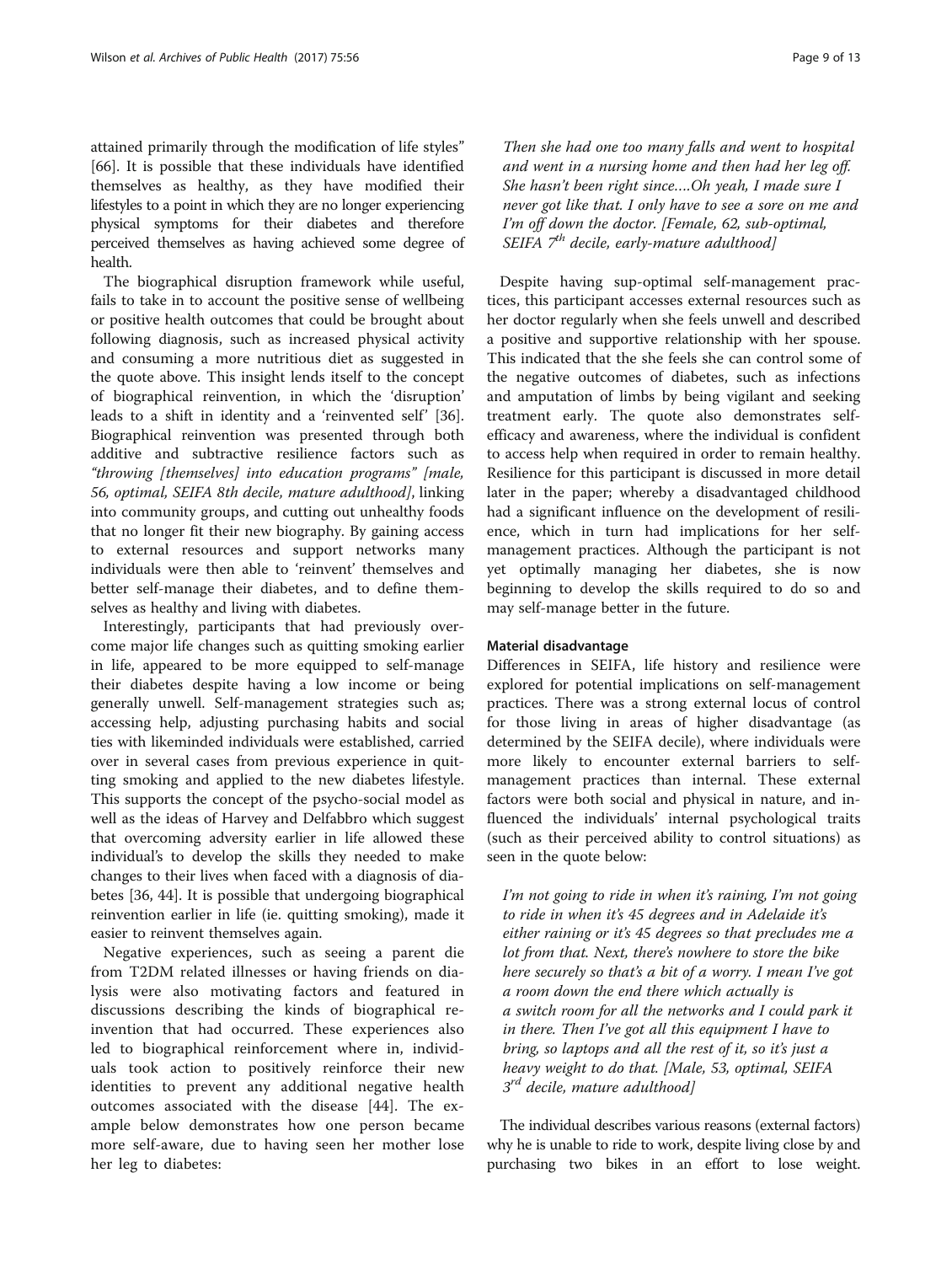attained primarily through the modification of life styles" [66]. It is possible that these individuals have identified themselves as healthy, as they have modified their lifestyles to a point in which they are no longer experiencing physical symptoms for their diabetes and therefore perceived themselves as having achieved some degree of health.

The biographical disruption framework while useful, fails to take in to account the positive sense of wellbeing or positive health outcomes that could be brought about following diagnosis, such as increased physical activity and consuming a more nutritious diet as suggested in the quote above. This insight lends itself to the concept of biographical reinvention, in which the 'disruption' leads to a shift in identity and a 'reinvented self' [36]. Biographical reinvention was presented through both additive and subtractive resilience factors such as *"throwing [themselves] into education programs" [male, 56, optimal, SEIFA 8th decile, mature adulthood]*, linking into community groups, and cutting out unhealthy foods that no longer fit their new biography. By gaining access to external resources and support networks many individuals were then able to 'reinvent' themselves and better self-manage their diabetes, and to define themselves as healthy and living with diabetes.

Interestingly, participants that had previously overcome major life changes such as quitting smoking earlier in life, appeared to be more equipped to self-manage their diabetes despite having a low income or being generally unwell. Self-management strategies such as; accessing help, adjusting purchasing habits and social ties with likeminded individuals were established, carried over in several cases from previous experience in quitting smoking and applied to the new diabetes lifestyle. This supports the concept of the psycho-social model as well as the ideas of Harvey and Delfabbro which suggest that overcoming adversity earlier in life allowed these individual's to develop the skills they needed to make changes to their lives when faced with a diagnosis of diabetes [36, 44]. It is possible that undergoing biographical reinvention earlier in life (ie. quitting smoking), made it easier to reinvent themselves again.

Negative experiences, such as seeing a parent die from T2DM related illnesses or having friends on dialysis were also motivating factors and featured in discussions describing the kinds of biographical reinvention that had occurred. These experiences also led to biographical reinforcement where in, individuals took action to positively reinforce their new identities to prevent any additional negative health outcomes associated with the disease [44]. The example below demonstrates how one person became more self-aware, due to having seen her mother lose her leg to diabetes:

> *Then she had one too many falls and went to hospital and went in a nursing home and then had her leg off. She hasn't been right since….Oh yeah, I made sure I never got like that. I only have to see a sore on me and I'm off down the doctor. [Female, 62, sub-optimal, SEIFA 7th decile, early-mature adulthood]*

Despite having sup-optimal self-management practices, this participant accesses external resources such as her doctor regularly when she feels unwell and described a positive and supportive relationship with her spouse. This indicated that the she feels she can control some of the negative outcomes of diabetes, such as infections and amputation of limbs by being vigilant and seeking treatment early. The quote also demonstrates self-efficacy and awareness, where the individual is confident to access help when required in order to remain healthy. Resilience for this participant is discussed in more detail later in the paper; whereby a disadvantaged childhood had a significant influence on the development of resilience, which in turn had implications for her self-management practices. Although the participant is not yet optimally managing her diabetes, she is now beginning to develop the skills required to do so and may self-manage better in the future.

#### Material disadvantage

Differences in SEIFA, life history and resilience were explored for potential implications on self-management practices. There was a strong external locus of control for those living in areas of higher disadvantage (as determined by the SEIFA decile), where individuals were more likely to encounter external barriers to self-management practices than internal. These external factors were both social and physical in nature, and influenced the individuals' internal psychological traits (such as their perceived ability to control situations) as seen in the quote below:

> *I'm not going to ride in when it's raining, I'm not going to ride in when it's 45 degrees and in Adelaide it's either raining or it's 45 degrees so that precludes me a lot from that. Next, there's nowhere to store the bike here securely so that's a bit of a worry. I mean I've got a room down the end there which actually is a switch room for all the networks and I could park it in there. Then I've got all this equipment I have to bring, so laptops and all the rest of it, so it's just a heavy weight to do that. [Male, 53, optimal, SEIFA 3rd decile, mature adulthood]*

The individual describes various reasons (external factors) why he is unable to ride to work, despite living close by and purchasing two bikes in an effort to lose weight.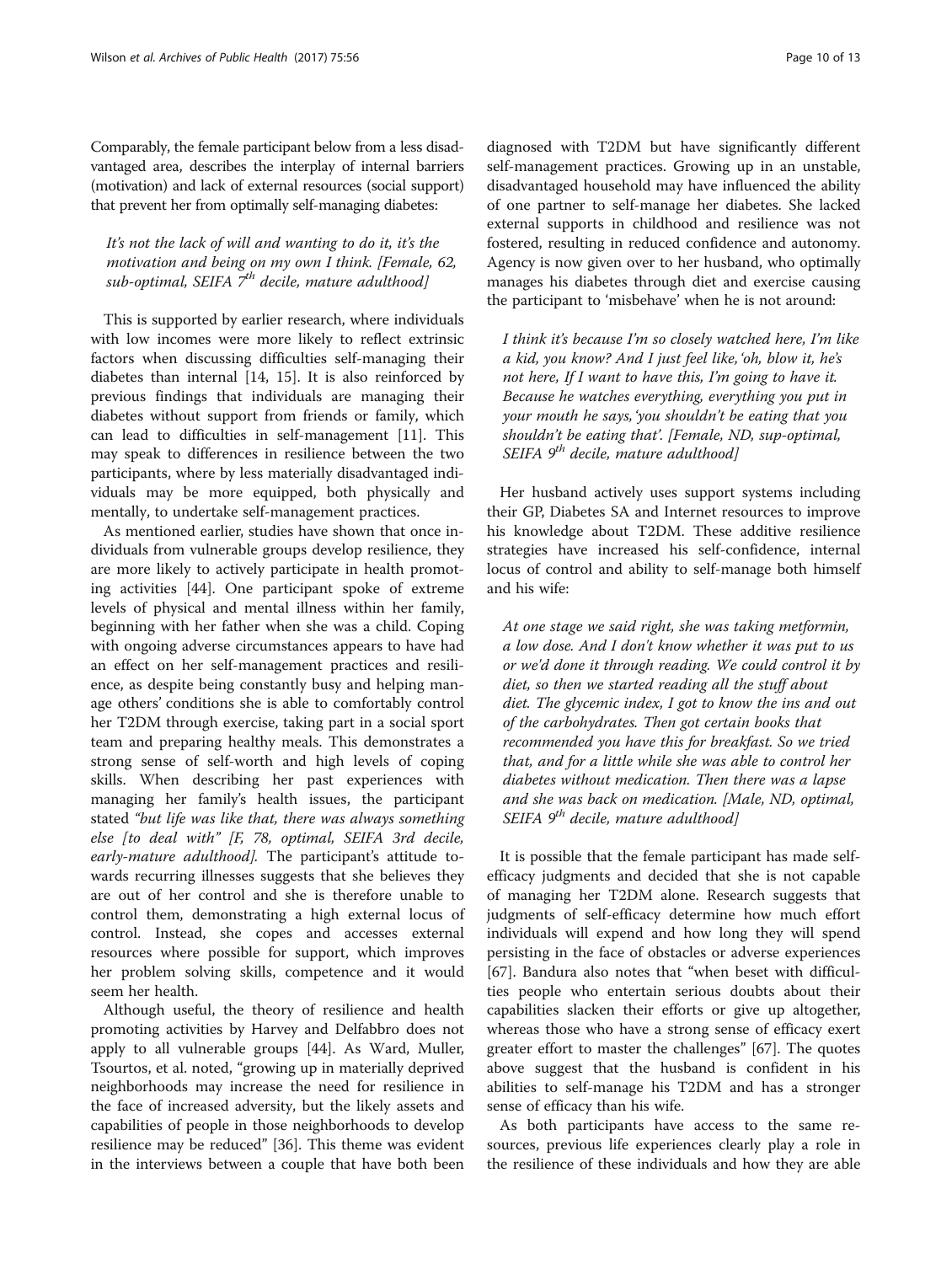Comparably, the female participant below from a less disadvantaged area, describes the interplay of internal barriers (motivation) and lack of external resources (social support) that prevent her from optimally self-managing diabetes:

> *It's not the lack of will and wanting to do it, it's the motivation and being on my own I think. [Female, 62, sub-optimal, SEIFA 7th decile, mature adulthood]*

This is supported by earlier research, where individuals with low incomes were more likely to reflect extrinsic factors when discussing difficulties self-managing their diabetes than internal [14, 15]. It is also reinforced by previous findings that individuals are managing their diabetes without support from friends or family, which can lead to difficulties in self-management [11]. This may speak to differences in resilience between the two participants, where by less materially disadvantaged individuals may be more equipped, both physically and mentally, to undertake self-management practices.

As mentioned earlier, studies have shown that once individuals from vulnerable groups develop resilience, they are more likely to actively participate in health promoting activities [44]. One participant spoke of extreme levels of physical and mental illness within her family, beginning with her father when she was a child. Coping with ongoing adverse circumstances appears to have had an effect on her self-management practices and resilience, as despite being constantly busy and helping manage others' conditions she is able to comfortably control her T2DM through exercise, taking part in a social sport team and preparing healthy meals. This demonstrates a strong sense of self-worth and high levels of coping skills. When describing her past experiences with managing her family's health issues, the participant stated *"but life was like that, there was always something else [to deal with" [F, 78, optimal, SEIFA 3rd decile, early-mature adulthood].* The participant's attitude towards recurring illnesses suggests that she believes they are out of her control and she is therefore unable to control them, demonstrating a high external locus of control. Instead, she copes and accesses external resources where possible for support, which improves her problem solving skills, competence and it would seem her health.

Although useful, the theory of resilience and health promoting activities by Harvey and Delfabbro does not apply to all vulnerable groups [44]. As Ward, Muller, Tsourtos, et al. noted, "growing up in materially deprived neighborhoods may increase the need for resilience in the face of increased adversity, but the likely assets and capabilities of people in those neighborhoods to develop resilience may be reduced" [36]. This theme was evident in the interviews between a couple that have both been diagnosed with T2DM but have significantly different self-management practices. Growing up in an unstable, disadvantaged household may have influenced the ability of one partner to self-manage her diabetes. She lacked external supports in childhood and resilience was not fostered, resulting in reduced confidence and autonomy. Agency is now given over to her husband, who optimally manages his diabetes through diet and exercise causing the participant to 'misbehave' when he is not around:

> *I think it's because I'm so closely watched here, I'm like a kid, you know? And I just feel like, 'oh, blow it, he's not here, If I want to have this, I'm going to have it. Because he watches everything, everything you put in your mouth he says, 'you shouldn't be eating that you shouldn't be eating that'. [Female, ND, sup-optimal, SEIFA 9th decile, mature adulthood]*

Her husband actively uses support systems including their GP, Diabetes SA and Internet resources to improve his knowledge about T2DM. These additive resilience strategies have increased his self-confidence, internal locus of control and ability to self-manage both himself and his wife:

> *At one stage we said right, she was taking metformin, a low dose. And I don't know whether it was put to us or we'd done it through reading. We could control it by diet, so then we started reading all the stuff about diet. The glycemic index, I got to know the ins and out of the carbohydrates. Then got certain books that recommended you have this for breakfast. So we tried that, and for a little while she was able to control her diabetes without medication. Then there was a lapse and she was back on medication. [Male, ND, optimal, SEIFA 9th decile, mature adulthood]*

It is possible that the female participant has made self-efficacy judgments and decided that she is not capable of managing her T2DM alone. Research suggests that judgments of self-efficacy determine how much effort individuals will expend and how long they will spend persisting in the face of obstacles or adverse experiences [67]. Bandura also notes that "when beset with difficulties people who entertain serious doubts about their capabilities slacken their efforts or give up altogether, whereas those who have a strong sense of efficacy exert greater effort to master the challenges" [67]. The quotes above suggest that the husband is confident in his abilities to self-manage his T2DM and has a stronger sense of efficacy than his wife.

As both participants have access to the same resources, previous life experiences clearly play a role in the resilience of these individuals and how they are able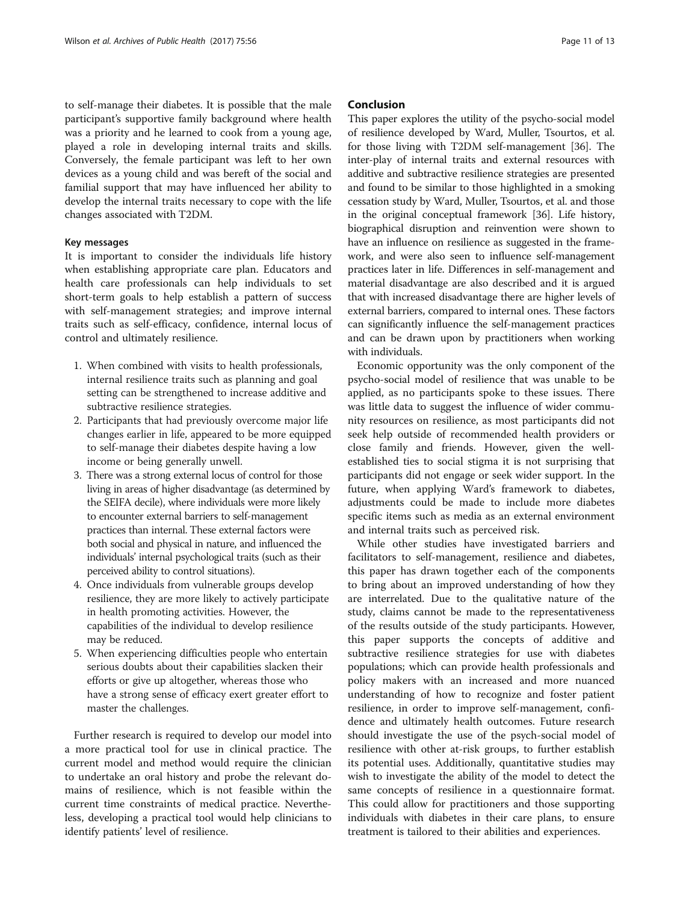to self-manage their diabetes. It is possible that the male participant's supportive family background where health was a priority and he learned to cook from a young age, played a role in developing internal traits and skills. Conversely, the female participant was left to her own devices as a young child and was bereft of the social and familial support that may have influenced her ability to develop the internal traits necessary to cope with the life changes associated with T2DM.

### Key messages

It is important to consider the individuals life history when establishing appropriate care plan. Educators and health care professionals can help individuals to set short-term goals to help establish a pattern of success with self-management strategies; and improve internal traits such as self-efficacy, confidence, internal locus of control and ultimately resilience.

1. When combined with visits to health professionals, internal resilience traits such as planning and goal setting can be strengthened to increase additive and subtractive resilience strategies.
2. Participants that had previously overcome major life changes earlier in life, appeared to be more equipped to self-manage their diabetes despite having a low income or being generally unwell.
3. There was a strong external locus of control for those living in areas of higher disadvantage (as determined by the SEIFA decile), where individuals were more likely to encounter external barriers to self-management practices than internal. These external factors were both social and physical in nature, and influenced the individuals' internal psychological traits (such as their perceived ability to control situations).
4. Once individuals from vulnerable groups develop resilience, they are more likely to actively participate in health promoting activities. However, the capabilities of the individual to develop resilience may be reduced.
5. When experiencing difficulties people who entertain serious doubts about their capabilities slacken their efforts or give up altogether, whereas those who have a strong sense of efficacy exert greater effort to master the challenges.

Further research is required to develop our model into a more practical tool for use in clinical practice. The current model and method would require the clinician to undertake an oral history and probe the relevant domains of resilience, which is not feasible within the current time constraints of medical practice. Nevertheless, developing a practical tool would help clinicians to identify patients' level of resilience.

## Conclusion

This paper explores the utility of the psycho-social model of resilience developed by Ward, Muller, Tsourtos, et al. for those living with T2DM self-management [36]. The inter-play of internal traits and external resources with additive and subtractive resilience strategies are presented and found to be similar to those highlighted in a smoking cessation study by Ward, Muller, Tsourtos, et al. and those in the original conceptual framework [36]. Life history, biographical disruption and reinvention were shown to have an influence on resilience as suggested in the framework, and were also seen to influence self-management practices later in life. Differences in self-management and material disadvantage are also described and it is argued that with increased disadvantage there are higher levels of external barriers, compared to internal ones. These factors can significantly influence the self-management practices and can be drawn upon by practitioners when working with individuals.

Economic opportunity was the only component of the psycho-social model of resilience that was unable to be applied, as no participants spoke to these issues. There was little data to suggest the influence of wider community resources on resilience, as most participants did not seek help outside of recommended health providers or close family and friends. However, given the well-established ties to social stigma it is not surprising that participants did not engage or seek wider support. In the future, when applying Ward's framework to diabetes, adjustments could be made to include more diabetes specific items such as media as an external environment and internal traits such as perceived risk.

While other studies have investigated barriers and facilitators to self-management, resilience and diabetes, this paper has drawn together each of the components to bring about an improved understanding of how they are interrelated. Due to the qualitative nature of the study, claims cannot be made to the representativeness of the results outside of the study participants. However, this paper supports the concepts of additive and subtractive resilience strategies for use with diabetes populations; which can provide health professionals and policy makers with an increased and more nuanced understanding of how to recognize and foster patient resilience, in order to improve self-management, confidence and ultimately health outcomes. Future research should investigate the use of the psych-social model of resilience with other at-risk groups, to further establish its potential uses. Additionally, quantitative studies may wish to investigate the ability of the model to detect the same concepts of resilience in a questionnaire format. This could allow for practitioners and those supporting individuals with diabetes in their care plans, to ensure treatment is tailored to their abilities and experiences.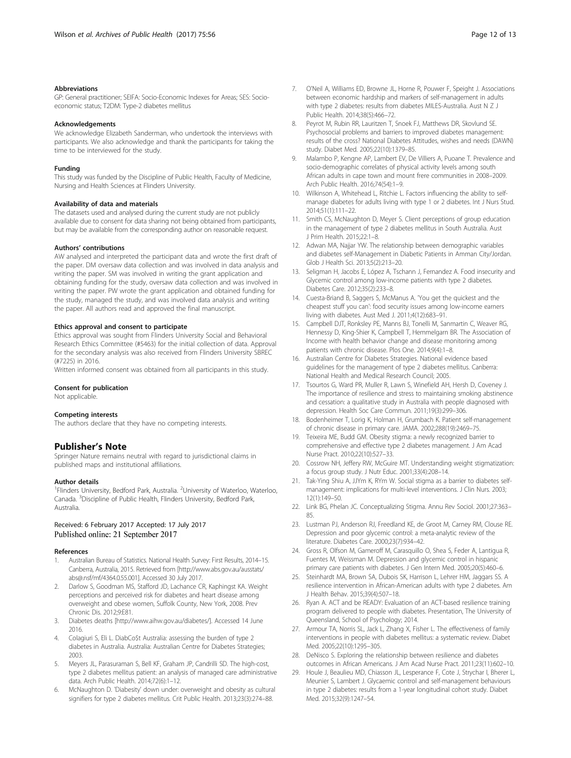### Abbreviations

GP: General practitioner; SEIFA: Socio-Economic Indexes for Areas; SES: Socio-economic status; T2DM: Type-2 diabetes mellitus

### Acknowledgements

We acknowledge Elizabeth Sanderman, who undertook the interviews with participants. We also acknowledge and thank the participants for taking the time to be interviewed for the study.

### Funding

This study was funded by the Discipline of Public Health, Faculty of Medicine, Nursing and Health Sciences at Flinders University.

### Availability of data and materials

The datasets used and analysed during the current study are not publicly available due to consent for data sharing not being obtained from participants, but may be available from the corresponding author on reasonable request.

### Authors' contributions

AW analysed and interpreted the participant data and wrote the first draft of the paper. DM oversaw data collection and was involved in data analysis and writing the paper. SM was involved in writing the grant application and obtaining funding for the study, oversaw data collection and was involved in writing the paper. PW wrote the grant application and obtained funding for the study, managed the study, and was involved data analysis and writing the paper. All authors read and approved the final manuscript.

### Ethics approval and consent to participate

Ethics approval was sought from Flinders University Social and Behavioral Research Ethics Committee (#5463) for the initial collection of data. Approval for the secondary analysis was also received from Flinders University SBREC (#7225) in 2016.

Written informed consent was obtained from all participants in this study.

### Consent for publication

Not applicable.

### Competing interests

The authors declare that they have no competing interests.

## Publisher's Note

Springer Nature remains neutral with regard to jurisdictional claims in published maps and institutional affiliations.

### Author details

[1]Flinders University, Bedford Park, Australia. [2]University of Waterloo, Waterloo, Canada. [3]Discipline of Public Health, Flinders University, Bedford Park, Australia.

Received: 6 February 2017 Accepted: 17 July 2017
Published online: 21 September 2017

### References

1. Australian Bureau of Statistics. National Health Survey: First Results, 2014–15. Canberra, Australia, 2015. Retrieved from [http://www.abs.gov.au/ausstats/abs@.nsf/mf/4364.0.55.001]. Accessed 30 July 2017.
2. Darlow S, Goodman MS, Stafford JD, Lachance CR, Kaphingst KA. Weight perceptions and perceived risk for diabetes and heart disease among overweight and obese women, Suffolk County, New York, 2008. Prev Chronic Dis. 2012;9:E81.
3. Diabetes deaths [http://www.aihw.gov.au/diabetes/]. Accessed 14 June 2016.
4. Colagiuri S, Eli L. DiabCo$t Australia: assessing the burden of type 2 diabetes in Australia. Australia: Australian Centre for Diabetes Strategies; 2003.
5. Meyers JL, Parasuraman S, Bell KF, Graham JP, Candrilli SD. The high-cost, type 2 diabetes mellitus patient: an analysis of managed care administrative data. Arch Public Health. 2014;72(6):1–12.
6. McNaughton D. 'Diabesity' down under: overweight and obesity as cultural signifiers for type 2 diabetes mellitus. Crit Public Health. 2013;23(3):274–88.
7. O'Neil A, Williams ED, Browne JL, Horne R, Pouwer F, Speight J. Associations between economic hardship and markers of self-management in adults with type 2 diabetes: results from diabetes MILES-Australia. Aust N Z J Public Health. 2014;38(5):466–72.
8. Peyrot M, Rubin RR, Lauritzen T, Snoek FJ, Matthews DR, Skovlund SE. Psychosocial problems and barriers to improved diabetes management: results of the cross? National Diabetes Attitudes, wishes and needs (DAWN) study. Diabet Med. 2005;22(10):1379–85.
9. Malambo P, Kengne AP, Lambert EV, De Villiers A, Puoane T. Prevalence and socio-demographic correlates of physical activity levels among south African adults in cape town and mount frere communities in 2008–2009. Arch Public Health. 2016;74(54):1–9.
10. Wilkinson A, Whitehead L, Ritchie L. Factors influencing the ability to self-manage diabetes for adults living with type 1 or 2 diabetes. Int J Nurs Stud. 2014;51(1):111–22.
11. Smith CS, McNaughton D, Meyer S. Client perceptions of group education in the management of type 2 diabetes mellitus in South Australia. Aust J Prim Health. 2015;22:1–8.
12. Adwan MA, Najjar YW. The relationship between demographic variables and diabetes self-Management in Diabetic Patients in Amman City/Jordan. Glob J Health Sci. 2013;5(2):213–20.
13. Seligman H, Jacobs E, López A, Tschann J, Fernandez A. Food insecurity and Glycemic control among low-income patients with type 2 diabetes. Diabetes Care. 2012;35(2):233–8.
14. Cuesta-Briand B, Saggers S, McManus A. 'You get the quickest and the cheapest stuff you can': food security issues among low-income earners living with diabetes. Aust Med J. 2011;4(12):683–91.
15. Campbell DJT, Ronksley PE, Manns BJ, Tonelli M, Sanmartin C, Weaver RG, Hennessy D, King-Shier K, Campbell T, Hemmelgarn BR. The Association of Income with health behavior change and disease monitoring among patients with chronic disease. Plos One. 2014;9(4):1–8.
16. Australian Centre for Diabetes Strategies. National evidence based guidelines for the management of type 2 diabetes mellitus. Canberra: National Health and Medical Research Council; 2005.
17. Tsourtos G, Ward PR, Muller R, Lawn S, Winefield AH, Hersh D, Coveney J. The importance of resilience and stress to maintaining smoking abstinence and cessation: a qualitative study in Australia with people diagnosed with depression. Health Soc Care Commun. 2011;19(3):299–306.
18. Bodenheimer T, Lorig K, Holman H, Grumbach K. Patient self-management of chronic disease in primary care. JAMA. 2002;288(19):2469–75.
19. Teixeira ME, Budd GM. Obesity stigma: a newly recognized barrier to comprehensive and effective type 2 diabetes management. J Am Acad Nurse Pract. 2010;22(10):527–33.
20. Cossrow NH, Jeffery RW, McGuire MT. Understanding weight stigmatization: a focus group study. J Nutr Educ. 2001;33(4):208–14.
21. Tak-Ying Shiu A, JJYm K, RYm W. Social stigma as a barrier to diabetes self-management: implications for multi-level interventions. J Clin Nurs. 2003; 12(1):149–50.
22. Link BG, Phelan JC. Conceptualizing Stigma. Annu Rev Sociol. 2001;27:363–85.
23. Lustman PJ, Anderson RJ, Freedland KE, de Groot M, Carney RM, Clouse RE. Depression and poor glycemic control: a meta-analytic review of the literature. Diabetes Care. 2000;23(7):934–42.
24. Gross R, Olfson M, Gameroff M, Carasquillo O, Shea S, Feder A, Lantigua R, Fuentes M, Weissman M. Depression and glycemic control in hispanic primary care patients with diabetes. J Gen Intern Med. 2005;20(5):460–6.
25. Steinhardt MA, Brown SA, Dubois SK, Harrison L, Lehrer HM, Jaggars SS. A resilience intervention in African-American adults with type 2 diabetes. Am J Health Behav. 2015;39(4):507–18.
26. Ryan A. ACT and be READY: Evaluation of an ACT-based resilience training program delivered to people with diabetes. Presentation, The University of Queensland, School of Psychology; 2014.
27. Armour TA, Norris SL, Jack L, Zhang X, Fisher L. The effectiveness of family interventions in people with diabetes mellitus: a systematic review. Diabet Med. 2005;22(10):1295–305.
28. DeNisco S. Exploring the relationship between resilience and diabetes outcomes in African Americans. J Am Acad Nurse Pract. 2011;23(11):602–10.
29. Houle J, Beaulieu MD, Chiasson JL, Lesperance F, Cote J, Strychar I, Bherer L, Meunier S, Lambert J. Glycaemic control and self-management behaviours in type 2 diabetes: results from a 1-year longitudinal cohort study. Diabet Med. 2015;32(9):1247–54.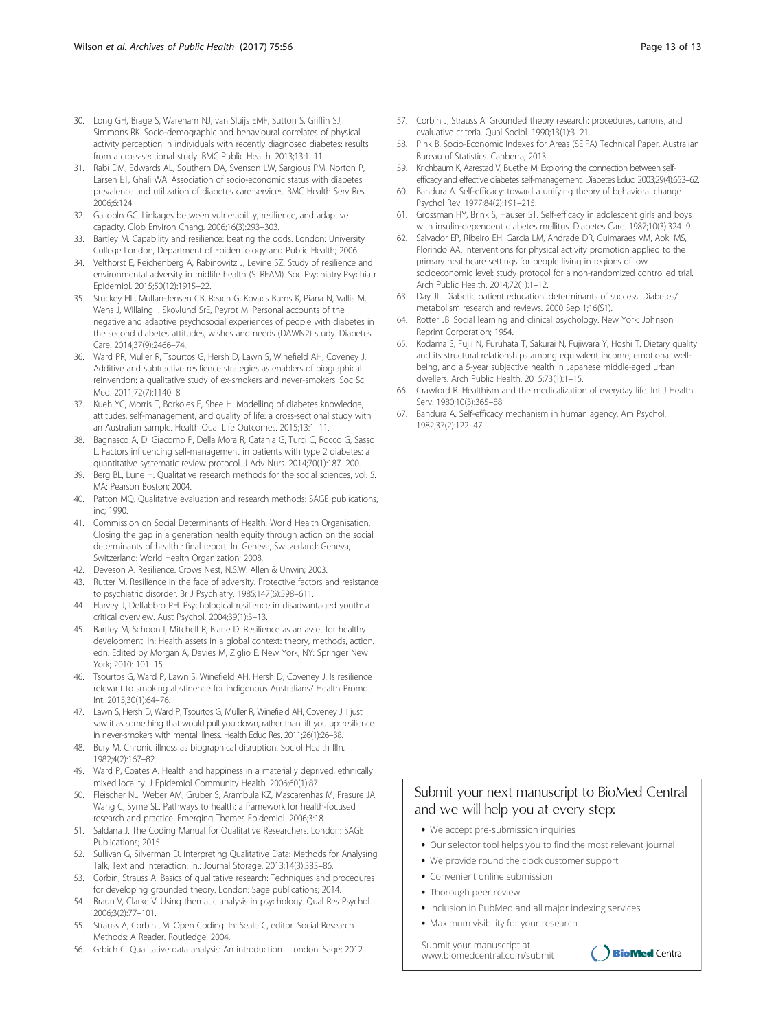30. Long GH, Brage S, Wareham NJ, van Sluijs EMF, Sutton S, Griffin SJ, Simmons RK. Socio-demographic and behavioural correlates of physical activity perception in individuals with recently diagnosed diabetes: results from a cross-sectional study. BMC Public Health. 2013;13:1–11.
31. Rabi DM, Edwards AL, Southern DA, Svenson LW, Sargious PM, Norton P, Larsen ET, Ghali WA. Association of socio-economic status with diabetes prevalence and utilization of diabetes care services. BMC Health Serv Res. 2006;6:124.
32. GallopÌn GC. Linkages between vulnerability, resilience, and adaptive capacity. Glob Environ Chang. 2006;16(3):293–303.
33. Bartley M. Capability and resilience: beating the odds. London: University College London, Department of Epidemiology and Public Health; 2006.
34. Velthorst E, Reichenberg A, Rabinowitz J, Levine SZ. Study of resilience and environmental adversity in midlife health (STREAM). Soc Psychiatry Psychiatr Epidemiol. 2015;50(12):1915–22.
35. Stuckey HL, Mullan-Jensen CB, Reach G, Kovacs Burns K, Piana N, Vallis M, Wens J, Willaing I. Skovlund SrE, Peyrot M. Personal accounts of the negative and adaptive psychosocial experiences of people with diabetes in the second diabetes attitudes, wishes and needs (DAWN2) study. Diabetes Care. 2014;37(9):2466–74.
36. Ward PR, Muller R, Tsourtos G, Hersh D, Lawn S, Winefield AH, Coveney J. Additive and subtractive resilience strategies as enablers of biographical reinvention: a qualitative study of ex-smokers and never-smokers. Soc Sci Med. 2011;72(7):1140–8.
37. Kueh YC, Morris T, Borkoles E, Shee H. Modelling of diabetes knowledge, attitudes, self-management, and quality of life: a cross-sectional study with an Australian sample. Health Qual Life Outcomes. 2015;13:1–11.
38. Bagnasco A, Di Giacomo P, Della Mora R, Catania G, Turci C, Rocco G, Sasso L. Factors influencing self-management in patients with type 2 diabetes: a quantitative systematic review protocol. J Adv Nurs. 2014;70(1):187–200.
39. Berg BL, Lune H. Qualitative research methods for the social sciences, vol. 5. MA: Pearson Boston; 2004.
40. Patton MQ. Qualitative evaluation and research methods: SAGE publications, inc; 1990.
41. Commission on Social Determinants of Health, World Health Organisation. Closing the gap in a generation health equity through action on the social determinants of health : final report. In. Geneva, Switzerland: Geneva, Switzerland: World Health Organization; 2008.
42. Deveson A. Resilience. Crows Nest, N.S.W: Allen & Unwin; 2003.
43. Rutter M. Resilience in the face of adversity. Protective factors and resistance to psychiatric disorder. Br J Psychiatry. 1985;147(6):598–611.
44. Harvey J, Delfabbro PH. Psychological resilience in disadvantaged youth: a critical overview. Aust Psychol. 2004;39(1):3–13.
45. Bartley M, Schoon I, Mitchell R, Blane D. Resilience as an asset for healthy development. In: Health assets in a global context: theory, methods, action. edn. Edited by Morgan A, Davies M, Ziglio E. New York, NY: Springer New York; 2010: 101–15.
46. Tsourtos G, Ward P, Lawn S, Winefield AH, Hersh D, Coveney J. Is resilience relevant to smoking abstinence for indigenous Australians? Health Promot Int. 2015;30(1):64–76.
47. Lawn S, Hersh D, Ward P, Tsourtos G, Muller R, Winefield AH, Coveney J. I just saw it as something that would pull you down, rather than lift you up: resilience in never-smokers with mental illness. Health Educ Res. 2011;26(1):26–38.
48. Bury M. Chronic illness as biographical disruption. Sociol Health Illn. 1982;4(2):167–82.
49. Ward P, Coates A. Health and happiness in a materially deprived, ethnically mixed locality. J Epidemiol Community Health. 2006;60(1):87.
50. Fleischer NL, Weber AM, Gruber S, Arambula KZ, Mascarenhas M, Frasure JA, Wang C, Syme SL. Pathways to health: a framework for health-focused research and practice. Emerging Themes Epidemiol. 2006;3:18.
51. Saldana J. The Coding Manual for Qualitative Researchers. London: SAGE Publications; 2015.
52. Sullivan G, Silverman D. Interpreting Qualitative Data: Methods for Analysing Talk, Text and Interaction. In.: Journal Storage. 2013;14(3):383–86.
53. Corbin, Strauss A. Basics of qualitative research: Techniques and procedures for developing grounded theory. London: Sage publications; 2014.
54. Braun V, Clarke V. Using thematic analysis in psychology. Qual Res Psychol. 2006;3(2):77–101.
55. Strauss A, Corbin JM. Open Coding. In: Seale C, editor. Social Research Methods: A Reader. Routledge. 2004.
56. Grbich C. Qualitative data analysis: An introduction. London: Sage; 2012.
57. Corbin J, Strauss A. Grounded theory research: procedures, canons, and evaluative criteria. Qual Sociol. 1990;13(1):3–21.
58. Pink B. Socio-Economic Indexes for Areas (SEIFA) Technical Paper. Australian Bureau of Statistics. Canberra; 2013.
59. Krichbaum K, Aarestad V, Buethe M. Exploring the connection between self-efficacy and effective diabetes self-management. Diabetes Educ. 2003;29(4):653–62.
60. Bandura A. Self-efficacy: toward a unifying theory of behavioral change. Psychol Rev. 1977;84(2):191–215.
61. Grossman HY, Brink S, Hauser ST. Self-efficacy in adolescent girls and boys with insulin-dependent diabetes mellitus. Diabetes Care. 1987;10(3):324–9.
62. Salvador EP, Ribeiro EH, Garcia LM, Andrade DR, Guimaraes VM, Aoki MS, Florindo AA. Interventions for physical activity promotion applied to the primary healthcare settings for people living in regions of low socioeconomic level: study protocol for a non-randomized controlled trial. Arch Public Health. 2014;72(1):1–12.
63. Day JL. Diabetic patient education: determinants of success. Diabetes/ metabolism research and reviews. 2000 Sep 1;16(S1).
64. Rotter JB. Social learning and clinical psychology. New York: Johnson Reprint Corporation; 1954.
65. Kodama S, Fujii N, Furuhata T, Sakurai N, Fujiwara Y, Hoshi T. Dietary quality and its structural relationships among equivalent income, emotional well-being, and a 5-year subjective health in Japanese middle-aged urban dwellers. Arch Public Health. 2015;73(1):1–15.
66. Crawford R. Healthism and the medicalization of everyday life. Int J Health Serv. 1980;10(3):365–88.
67. Bandura A. Self-efficacy mechanism in human agency. Am Psychol. 1982;37(2):122–47.

## Submit your next manuscript to BioMed Central and we will help you at every step:

- We accept pre-submission inquiries
- Our selector tool helps you to find the most relevant journal
- We provide round the clock customer support
- Convenient online submission
- Thorough peer review
- Inclusion in PubMed and all major indexing services
- Maximum visibility for your research

Submit your manuscript at
www.biomedcentral.com/submit

BioMed Central